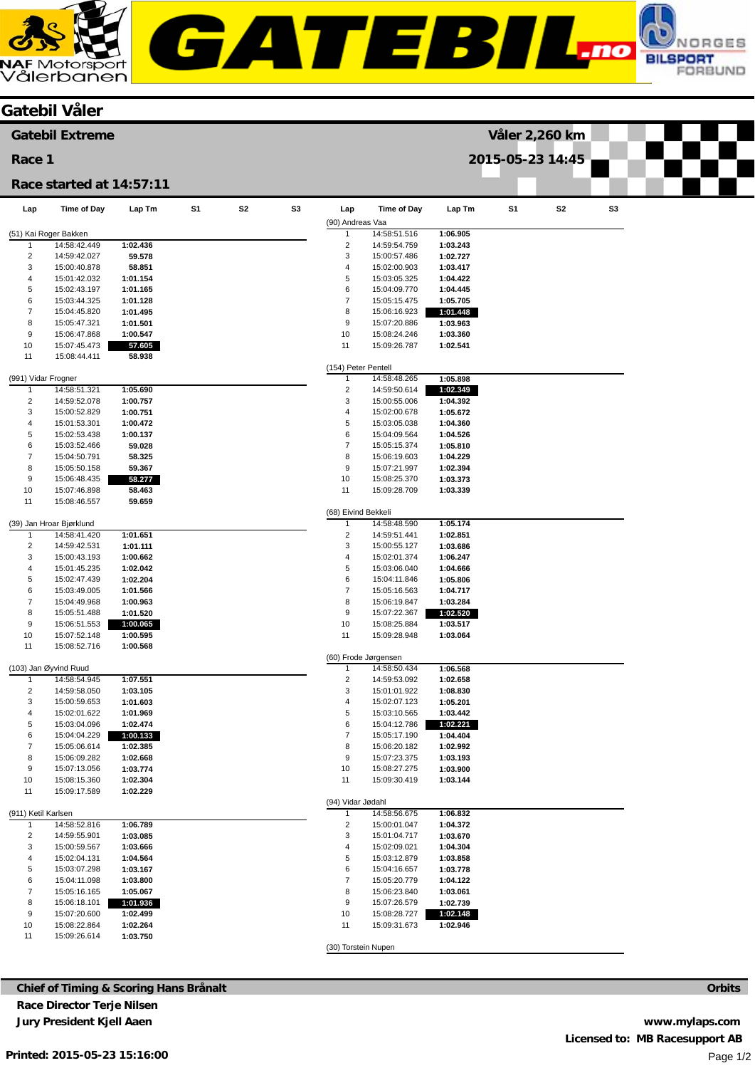# Gatebil Våler

## Gatebil Extreme

**Race 1**

**Race started at 14:57:11**

**Våler 2,260 km**

**2015-05-23 14:45**

### (51) Kai Roger Bakken

| Lap | Time of Day | Lap Tm | S1 | S2 | S3 |
|---|---|---|---|---|---|
| 1 | 14:58:42.449 | 1:02.436 | | | |
| 2 | 14:59:42.027 | 59.578 | | | |
| 3 | 15:00:40.878 | 58.851 | | | |
| 4 | 15:01:42.032 | 1:01.154 | | | |
| 5 | 15:02:43.197 | 1:01.165 | | | |
| 6 | 15:03:44.325 | 1:01.128 | | | |
| 7 | 15:04:45.820 | 1:01.495 | | | |
| 8 | 15:05:47.321 | 1:01.501 | | | |
| 9 | 15:06:47.868 | 1:00.547 | | | |
| 10 | 15:07:45.473 | **57.605** | | | |
| 11 | 15:08:44.411 | 58.938 | | | |

### (991) Vidar Frogner

| Lap | Time of Day | Lap Tm | S1 | S2 | S3 |
|---|---|---|---|---|---|
| 1 | 14:58:51.321 | 1:05.690 | | | |
| 2 | 14:59:52.078 | 1:00.757 | | | |
| 3 | 15:00:52.829 | 1:00.751 | | | |
| 4 | 15:01:53.301 | 1:00.472 | | | |
| 5 | 15:02:53.438 | 1:00.137 | | | |
| 6 | 15:03:52.466 | 59.028 | | | |
| 7 | 15:04:50.791 | 58.325 | | | |
| 8 | 15:05:50.158 | 59.367 | | | |
| 9 | 15:06:48.435 | **58.277** | | | |
| 10 | 15:07:46.898 | 58.463 | | | |
| 11 | 15:08:46.557 | 59.659 | | | |

### (39) Jan Hroar Bjørklund

| Lap | Time of Day | Lap Tm | S1 | S2 | S3 |
|---|---|---|---|---|---|
| 1 | 14:58:41.420 | 1:01.651 | | | |
| 2 | 14:59:42.531 | 1:01.111 | | | |
| 3 | 15:00:43.193 | 1:00.662 | | | |
| 4 | 15:01:45.235 | 1:02.042 | | | |
| 5 | 15:02:47.439 | 1:02.204 | | | |
| 6 | 15:03:49.005 | 1:01.566 | | | |
| 7 | 15:04:49.968 | 1:00.963 | | | |
| 8 | 15:05:51.488 | 1:01.520 | | | |
| 9 | 15:06:51.553 | **1:00.065** | | | |
| 10 | 15:07:52.148 | 1:00.595 | | | |
| 11 | 15:08:52.716 | 1:00.568 | | | |

### (103) Jan Øyvind Ruud

| Lap | Time of Day | Lap Tm | S1 | S2 | S3 |
|---|---|---|---|---|---|
| 1 | 14:58:54.945 | 1:07.551 | | | |
| 2 | 14:59:58.050 | 1:03.105 | | | |
| 3 | 15:00:59.653 | 1:01.603 | | | |
| 4 | 15:02:01.622 | 1:01.969 | | | |
| 5 | 15:03:04.096 | 1:02.474 | | | |
| 6 | 15:04:04.229 | **1:00.133** | | | |
| 7 | 15:05:06.614 | 1:02.385 | | | |
| 8 | 15:06:09.282 | 1:02.668 | | | |
| 9 | 15:07:13.056 | 1:03.774 | | | |
| 10 | 15:08:15.360 | 1:02.304 | | | |
| 11 | 15:09:17.589 | 1:02.229 | | | |

### (911) Ketil Karlsen

| Lap | Time of Day | Lap Tm | S1 | S2 | S3 |
|---|---|---|---|---|---|
| 1 | 14:58:52.816 | 1:06.789 | | | |
| 2 | 14:59:55.901 | 1:03.085 | | | |
| 3 | 15:00:59.567 | 1:03.666 | | | |
| 4 | 15:02:04.131 | 1:04.564 | | | |
| 5 | 15:03:07.298 | 1:03.167 | | | |
| 6 | 15:04:11.098 | 1:03.800 | | | |
| 7 | 15:05:16.165 | 1:05.067 | | | |
| 8 | 15:06:18.101 | **1:01.936** | | | |
| 9 | 15:07:20.600 | 1:02.499 | | | |
| 10 | 15:08:22.864 | 1:02.264 | | | |
| 11 | 15:09:26.614 | 1:03.750 | | | |

### (90) Andreas Vaa

| Lap | Time of Day | Lap Tm | S1 | S2 | S3 |
|---|---|---|---|---|---|
| 1 | 14:58:51.516 | 1:06.905 | | | |
| 2 | 14:59:54.759 | 1:03.243 | | | |
| 3 | 15:00:57.486 | 1:02.727 | | | |
| 4 | 15:02:00.903 | 1:03.417 | | | |
| 5 | 15:03:05.325 | 1:04.422 | | | |
| 6 | 15:04:09.770 | 1:04.445 | | | |
| 7 | 15:05:15.475 | 1:05.705 | | | |
| 8 | 15:06:16.923 | **1:01.448** | | | |
| 9 | 15:07:20.886 | 1:03.963 | | | |
| 10 | 15:08:24.246 | 1:03.360 | | | |
| 11 | 15:09:26.787 | 1:02.541 | | | |

### (154) Peter Pentell

| Lap | Time of Day | Lap Tm | S1 | S2 | S3 |
|---|---|---|---|---|---|
| 1 | 14:58:48.265 | 1:05.898 | | | |
| 2 | 14:59:50.614 | **1:02.349** | | | |
| 3 | 15:00:55.006 | 1:04.392 | | | |
| 4 | 15:02:00.678 | 1:05.672 | | | |
| 5 | 15:03:05.038 | 1:04.360 | | | |
| 6 | 15:04:09.564 | 1:04.526 | | | |
| 7 | 15:05:15.374 | 1:05.810 | | | |
| 8 | 15:06:19.603 | 1:04.229 | | | |
| 9 | 15:07:21.997 | 1:02.394 | | | |
| 10 | 15:08:25.370 | 1:03.373 | | | |
| 11 | 15:09:28.709 | 1:03.339 | | | |

### (68) Eivind Bekkeli

| Lap | Time of Day | Lap Tm | S1 | S2 | S3 |
|---|---|---|---|---|---|
| 1 | 14:58:48.590 | 1:05.174 | | | |
| 2 | 14:59:51.441 | 1:02.851 | | | |
| 3 | 15:00:55.127 | 1:03.686 | | | |
| 4 | 15:02:01.374 | 1:06.247 | | | |
| 5 | 15:03:06.040 | 1:04.666 | | | |
| 6 | 15:04:11.846 | 1:05.806 | | | |
| 7 | 15:05:16.563 | 1:04.717 | | | |
| 8 | 15:06:19.847 | 1:03.284 | | | |
| 9 | 15:07:22.367 | **1:02.520** | | | |
| 10 | 15:08:25.884 | 1:03.517 | | | |
| 11 | 15:09:28.948 | 1:03.064 | | | |

### (60) Frode Jørgensen

| Lap | Time of Day | Lap Tm | S1 | S2 | S3 |
|---|---|---|---|---|---|
| 1 | 14:58:50.434 | 1:06.568 | | | |
| 2 | 14:59:53.092 | 1:02.658 | | | |
| 3 | 15:01:01.922 | 1:08.830 | | | |
| 4 | 15:02:07.123 | 1:05.201 | | | |
| 5 | 15:03:10.565 | 1:03.442 | | | |
| 6 | 15:04:12.786 | **1:02.221** | | | |
| 7 | 15:05:17.190 | 1:04.404 | | | |
| 8 | 15:06:20.182 | 1:02.992 | | | |
| 9 | 15:07:23.375 | 1:03.193 | | | |
| 10 | 15:08:27.275 | 1:03.900 | | | |
| 11 | 15:09:30.419 | 1:03.144 | | | |

### (94) Vidar Jødahl

| Lap | Time of Day | Lap Tm | S1 | S2 | S3 |
|---|---|---|---|---|---|
| 1 | 14:58:56.675 | 1:06.832 | | | |
| 2 | 15:00:01.047 | 1:04.372 | | | |
| 3 | 15:01:04.717 | 1:03.670 | | | |
| 4 | 15:02:09.021 | 1:04.304 | | | |
| 5 | 15:03:12.879 | 1:03.858 | | | |
| 6 | 15:04:16.657 | 1:03.778 | | | |
| 7 | 15:05:20.779 | 1:04.122 | | | |
| 8 | 15:06:23.840 | 1:03.061 | | | |
| 9 | 15:07:26.579 | 1:02.739 | | | |
| 10 | 15:08:28.727 | **1:02.148** | | | |
| 11 | 15:09:31.673 | 1:02.946 | | | |

### (30) Torstein Nupen

**Chief of Timing & Scoring Hans Brånalt**

**Race Director Terje Nilsen**

**Jury President Kjell Aaen**

**Orbits**

**www.mylaps.com**

**Licensed to: MB Racesupport AB**

**Printed: 2015-05-23 15:16:00**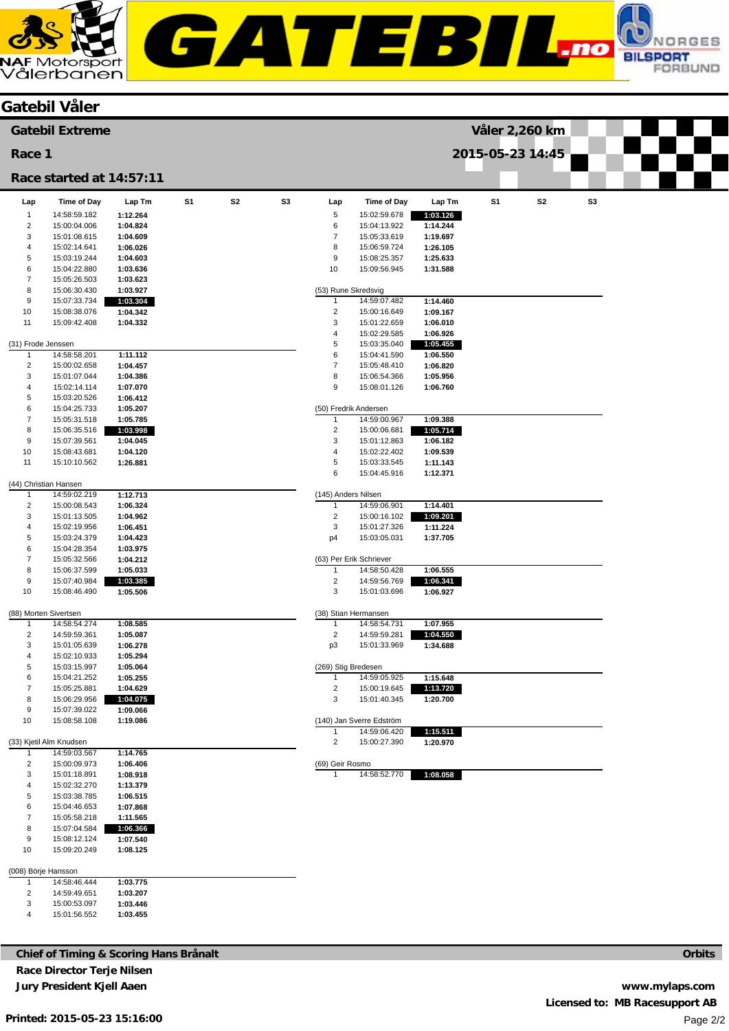# Gatebil Våler

**Gatebil Extreme** — **Våler 2,260 km**

**Race 1** — **2015-05-23 14:45**

**Race started at 14:57:11**

| Lap | Time of Day | Lap Tm | S1 | S2 | S3 |
|---|---|---|---|---|---|
| 1 | 14:58:59.182 | 1:12.264 | | | |
| 2 | 15:00:04.006 | 1:04.824 | | | |
| 3 | 15:01:08.615 | 1:04.609 | | | |
| 4 | 15:02:14.641 | 1:06.026 | | | |
| 5 | 15:03:19.244 | 1:04.603 | | | |
| 6 | 15:04:22.880 | 1:03.636 | | | |
| 7 | 15:05:26.503 | 1:03.623 | | | |
| 8 | 15:06:30.430 | 1:03.927 | | | |
| 9 | 15:07:33.734 | **1:03.304** | | | |
| 10 | 15:08:38.076 | 1:04.342 | | | |
| 11 | 15:09:42.408 | 1:04.332 | | | |

(31) Frode Jenssen

| Lap | Time of Day | Lap Tm | S1 | S2 | S3 |
|---|---|---|---|---|---|
| 1 | 14:58:58.201 | 1:11.112 | | | |
| 2 | 15:00:02.658 | 1:04.457 | | | |
| 3 | 15:01:07.044 | 1:04.386 | | | |
| 4 | 15:02:14.114 | 1:07.070 | | | |
| 5 | 15:03:20.526 | 1:06.412 | | | |
| 6 | 15:04:25.733 | 1:05.207 | | | |
| 7 | 15:05:31.518 | 1:05.785 | | | |
| 8 | 15:06:35.516 | **1:03.998** | | | |
| 9 | 15:07:39.561 | 1:04.045 | | | |
| 10 | 15:08:43.681 | 1:04.120 | | | |
| 11 | 15:10:10.562 | 1:26.881 | | | |

(44) Christian Hansen

| Lap | Time of Day | Lap Tm | S1 | S2 | S3 |
|---|---|---|---|---|---|
| 1 | 14:59:02.219 | 1:12.713 | | | |
| 2 | 15:00:08.543 | 1:06.324 | | | |
| 3 | 15:01:13.505 | 1:04.962 | | | |
| 4 | 15:02:19.956 | 1:06.451 | | | |
| 5 | 15:03:24.379 | 1:04.423 | | | |
| 6 | 15:04:28.354 | 1:03.975 | | | |
| 7 | 15:05:32.566 | 1:04.212 | | | |
| 8 | 15:06:37.599 | 1:05.033 | | | |
| 9 | 15:07:40.984 | **1:03.385** | | | |
| 10 | 15:08:46.490 | 1:05.506 | | | |

(88) Morten Sivertsen

| Lap | Time of Day | Lap Tm | S1 | S2 | S3 |
|---|---|---|---|---|---|
| 1 | 14:58:54.274 | 1:08.585 | | | |
| 2 | 14:59:59.361 | 1:05.087 | | | |
| 3 | 15:01:05.639 | 1:06.278 | | | |
| 4 | 15:02:10.933 | 1:05.294 | | | |
| 5 | 15:03:15.997 | 1:05.064 | | | |
| 6 | 15:04:21.252 | 1:05.255 | | | |
| 7 | 15:05:25.881 | 1:04.629 | | | |
| 8 | 15:06:29.956 | **1:04.075** | | | |
| 9 | 15:07:39.022 | 1:09.066 | | | |
| 10 | 15:08:58.108 | 1:19.086 | | | |

(33) Kjetil Alm Knudsen

| Lap | Time of Day | Lap Tm | S1 | S2 | S3 |
|---|---|---|---|---|---|
| 1 | 14:59:03.567 | 1:14.765 | | | |
| 2 | 15:00:09.973 | 1:06.406 | | | |
| 3 | 15:01:18.891 | 1:08.918 | | | |
| 4 | 15:02:32.270 | 1:13.379 | | | |
| 5 | 15:03:38.785 | 1:06.515 | | | |
| 6 | 15:04:46.653 | 1:07.868 | | | |
| 7 | 15:05:58.218 | 1:11.565 | | | |
| 8 | 15:07:04.584 | **1:06.366** | | | |
| 9 | 15:08:12.124 | 1:07.540 | | | |
| 10 | 15:09:20.249 | 1:08.125 | | | |

(008) Börje Hansson

| Lap | Time of Day | Lap Tm | S1 | S2 | S3 |
|---|---|---|---|---|---|
| 1 | 14:58:46.444 | 1:03.775 | | | |
| 2 | 14:59:49.651 | 1:03.207 | | | |
| 3 | 15:00:53.097 | 1:03.446 | | | |
| 4 | 15:01:56.552 | 1:03.455 | | | |
| 5 | 15:02:59.678 | **1:03.126** | | | |
| 6 | 15:04:13.922 | 1:14.244 | | | |
| 7 | 15:05:33.619 | 1:19.697 | | | |
| 8 | 15:06:59.724 | 1:26.105 | | | |
| 9 | 15:08:25.357 | 1:25.633 | | | |
| 10 | 15:09:56.945 | 1:31.588 | | | |

(53) Rune Skredsvig

| Lap | Time of Day | Lap Tm | S1 | S2 | S3 |
|---|---|---|---|---|---|
| 1 | 14:59:07.482 | 1:14.460 | | | |
| 2 | 15:00:16.649 | 1:09.167 | | | |
| 3 | 15:01:22.659 | 1:06.010 | | | |
| 4 | 15:02:29.585 | 1:06.926 | | | |
| 5 | 15:03:35.040 | **1:05.455** | | | |
| 6 | 15:04:41.590 | 1:06.550 | | | |
| 7 | 15:05:48.410 | 1:06.820 | | | |
| 8 | 15:06:54.366 | 1:05.956 | | | |
| 9 | 15:08:01.126 | 1:06.760 | | | |

(50) Fredrik Andersen

| Lap | Time of Day | Lap Tm | S1 | S2 | S3 |
|---|---|---|---|---|---|
| 1 | 14:59:00.967 | 1:09.388 | | | |
| 2 | 15:00:06.681 | **1:05.714** | | | |
| 3 | 15:01:12.863 | 1:06.182 | | | |
| 4 | 15:02:22.402 | 1:09.539 | | | |
| 5 | 15:03:33.545 | 1:11.143 | | | |
| 6 | 15:04:45.916 | 1:12.371 | | | |

(145) Anders Nilsen

| Lap | Time of Day | Lap Tm | S1 | S2 | S3 |
|---|---|---|---|---|---|
| 1 | 14:59:06.901 | 1:14.401 | | | |
| 2 | 15:00:16.102 | **1:09.201** | | | |
| 3 | 15:01:27.326 | 1:11.224 | | | |
| p4 | 15:03:05.031 | 1:37.705 | | | |

(63) Per Erik Schriever

| Lap | Time of Day | Lap Tm | S1 | S2 | S3 |
|---|---|---|---|---|---|
| 1 | 14:58:50.428 | 1:06.555 | | | |
| 2 | 14:59:56.769 | **1:06.341** | | | |
| 3 | 15:01:03.696 | 1:06.927 | | | |

(38) Stian Hermansen

| Lap | Time of Day | Lap Tm | S1 | S2 | S3 |
|---|---|---|---|---|---|
| 1 | 14:58:54.731 | 1:07.955 | | | |
| 2 | 14:59:59.281 | **1:04.550** | | | |
| p3 | 15:01:33.969 | 1:34.688 | | | |

(269) Stig Bredesen

| Lap | Time of Day | Lap Tm | S1 | S2 | S3 |
|---|---|---|---|---|---|
| 1 | 14:59:05.925 | 1:15.648 | | | |
| 2 | 15:00:19.645 | **1:13.720** | | | |
| 3 | 15:01:40.345 | 1:20.700 | | | |

(140) Jan Sverre Edström

| Lap | Time of Day | Lap Tm | S1 | S2 | S3 |
|---|---|---|---|---|---|
| 1 | 14:59:06.420 | **1:15.511** | | | |
| 2 | 15:00:27.390 | 1:20.970 | | | |

(69) Geir Rosmo

| Lap | Time of Day | Lap Tm | S1 | S2 | S3 |
|---|---|---|---|---|---|
| 1 | 14:58:52.770 | **1:08.058** | | | |

**Chief of Timing & Scoring Hans Brånalt** — **Orbits**

**Race Director Terje Nilsen**

**Jury President Kjell Aaen**

**www.mylaps.com**

**Licensed to: MB Racesupport AB**

**Printed: 2015-05-23 15:16:00**